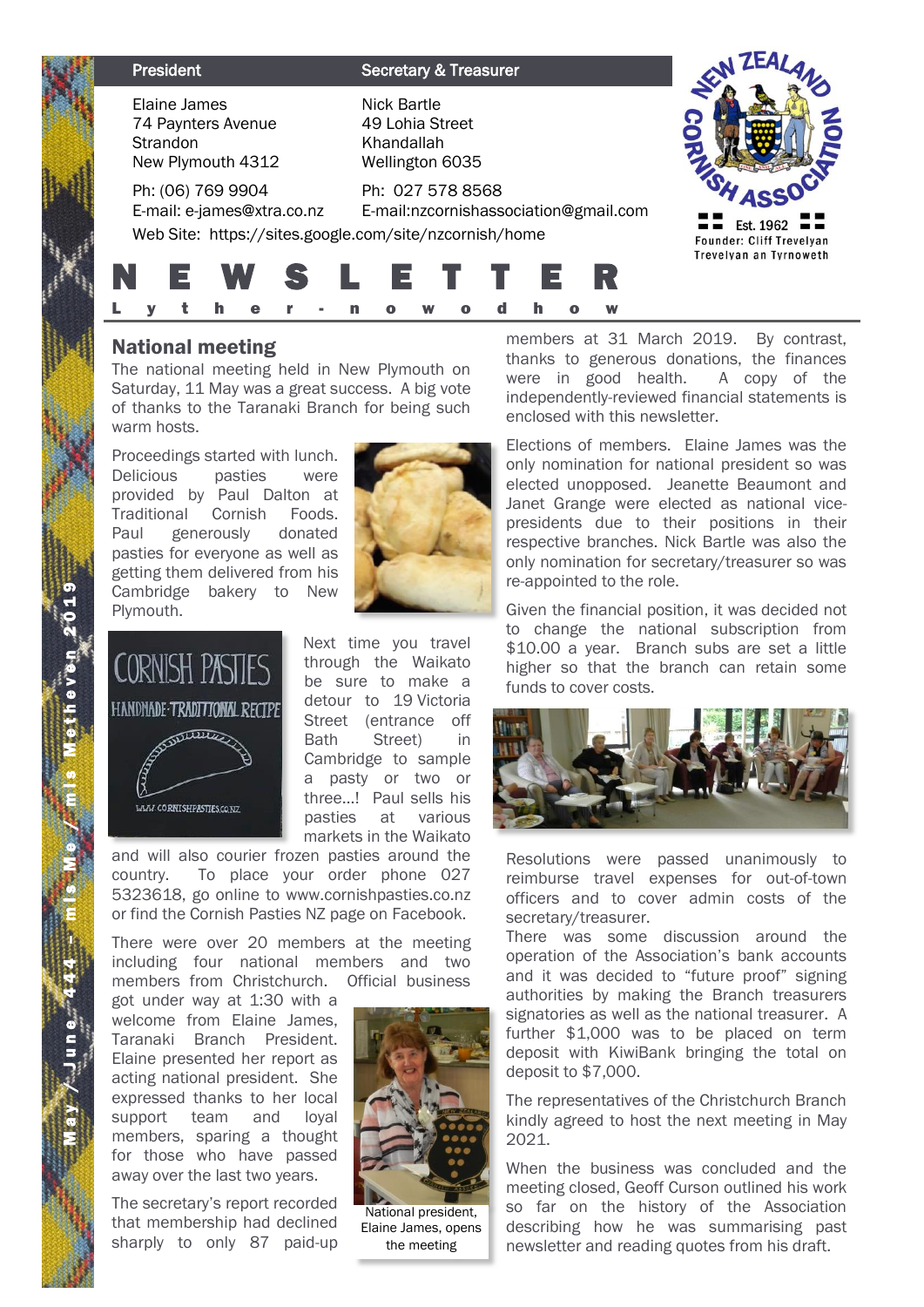| President | Secretary & Treasurer |
| --- | --- |
| Elaine James<br>74 Paynters Avenue<br>Strandon<br>New Plymouth 4312 | Nick Bartle<br>49 Lohia Street<br>Khandallah<br>Wellington 6035 |
| Ph: (06) 769 9904<br>E-mail: e-james@xtra.co.nz | Ph: 027 578 8568<br>E-mail:nzcornishassociation@gmail.com |

Web Site: https://sites.google.com/site/nzcornish/home

NEW ZEALAND CORNISH ASSOCIATION
Est. 1962
Founder: Cliff Trevelyan
Trevelyan an Tyrnoweth

# NEWSLETTER

Lyther-nowodhow

May / June 2019 – 444 – mis Me / mis Metheven 2019

## National meeting

The national meeting held in New Plymouth on Saturday, 11 May was a great success. A big vote of thanks to the Taranaki Branch for being such warm hosts.

Proceedings started with lunch. Delicious pasties were provided by Paul Dalton at Traditional Cornish Foods. Paul generously donated pasties for everyone as well as getting them delivered from his Cambridge bakery to New Plymouth.

CORNISH PASTIES
HANDMADE·TRADITIONAL RECIPE
WWW.CORNISHPASTIES.CO.NZ

Next time you travel through the Waikato be sure to make a detour to 19 Victoria Street (entrance off Bath Street) in Cambridge to sample a pasty or two or three…! Paul sells his pasties at various markets in the Waikato and will also courier frozen pasties around the country. To place your order phone 027 5323618, go online to www.cornishpasties.co.nz or find the Cornish Pasties NZ page on Facebook.

There were over 20 members at the meeting including four national members and two members from Christchurch. Official business got under way at 1:30 with a welcome from Elaine James, Taranaki Branch President. Elaine presented her report as acting national president. She expressed thanks to her local support team and loyal members, sparing a thought for those who have passed away over the last two years.

National president, Elaine James, opens the meeting

The secretary's report recorded that membership had declined sharply to only 87 paid-up members at 31 March 2019. By contrast, thanks to generous donations, the finances were in good health. A copy of the independently-reviewed financial statements is enclosed with this newsletter.

Elections of members. Elaine James was the only nomination for national president so was elected unopposed. Jeanette Beaumont and Janet Grange were elected as national vice-presidents due to their positions in their respective branches. Nick Bartle was also the only nomination for secretary/treasurer so was re-appointed to the role.

Given the financial position, it was decided not to change the national subscription from $10.00 a year. Branch subs are set a little higher so that the branch can retain some funds to cover costs.

Resolutions were passed unanimously to reimburse travel expenses for out-of-town officers and to cover admin costs of the secretary/treasurer.

There was some discussion around the operation of the Association's bank accounts and it was decided to "future proof" signing authorities by making the Branch treasurers signatories as well as the national treasurer. A further $1,000 was to be placed on term deposit with KiwiBank bringing the total on deposit to $7,000.

The representatives of the Christchurch Branch kindly agreed to host the next meeting in May 2021.

When the business was concluded and the meeting closed, Geoff Curson outlined his work so far on the history of the Association describing how he was summarising past newsletter and reading quotes from his draft.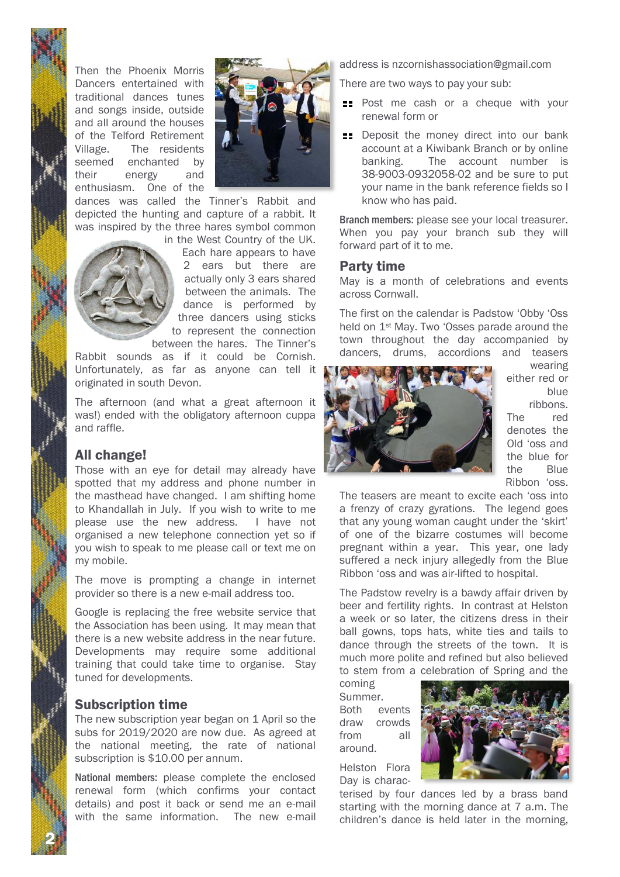Then the Phoenix Morris Dancers entertained with traditional dances tunes and songs inside, outside and all around the houses of the Telford Retirement Village. The residents seemed enchanted by their energy and enthusiasm. One of the dances was called the Tinner's Rabbit and depicted the hunting and capture of a rabbit. It was inspired by the three hares symbol common in the West Country of the UK. Each hare appears to have 2 ears but there are actually only 3 ears shared between the animals. The dance is performed by three dancers using sticks to represent the connection between the hares. The Tinner's Rabbit sounds as if it could be Cornish. Unfortunately, as far as anyone can tell it originated in south Devon.

The afternoon (and what a great afternoon it was!) ended with the obligatory afternoon cuppa and raffle.

## All change!

Those with an eye for detail may already have spotted that my address and phone number in the masthead have changed. I am shifting home to Khandallah in July. If you wish to write to me please use the new address. I have not organised a new telephone connection yet so if you wish to speak to me please call or text me on my mobile.

The move is prompting a change in internet provider so there is a new e-mail address too.

Google is replacing the free website service that the Association has been using. It may mean that there is a new website address in the near future. Developments may require some additional training that could take time to organise. Stay tuned for developments.

## Subscription time

The new subscription year began on 1 April so the subs for 2019/2020 are now due. As agreed at the national meeting, the rate of national subscription is $10.00 per annum.

National members: please complete the enclosed renewal form (which confirms your contact details) and post it back or send me an e-mail with the same information. The new e-mail address is nzcornishassociation@gmail.com

There are two ways to pay your sub:

- Post me cash or a cheque with your renewal form or
- Deposit the money direct into our bank account at a Kiwibank Branch or by online banking. The account number is 38-9003-0932058-02 and be sure to put your name in the bank reference fields so I know who has paid.

Branch members: please see your local treasurer. When you pay your branch sub they will forward part of it to me.

## Party time

May is a month of celebrations and events across Cornwall.

The first on the calendar is Padstow 'Obby 'Oss held on 1st May. Two 'Osses parade around the town throughout the day accompanied by dancers, drums, accordions and teasers wearing either red or blue ribbons. The red denotes the Old 'oss and the blue for the Blue Ribbon 'oss.

The teasers are meant to excite each 'oss into a frenzy of crazy gyrations. The legend goes that any young woman caught under the 'skirt' of one of the bizarre costumes will become pregnant within a year. This year, one lady suffered a neck injury allegedly from the Blue Ribbon 'oss and was air-lifted to hospital.

The Padstow revelry is a bawdy affair driven by beer and fertility rights. In contrast at Helston a week or so later, the citizens dress in their ball gowns, tops hats, white ties and tails to dance through the streets of the town. It is much more polite and refined but also believed to stem from a celebration of Spring and the coming Summer. Both events draw crowds from all around.

Helston Flora Day is characterised by four dances led by a brass band starting with the morning dance at 7 a.m. The children's dance is held later in the morning,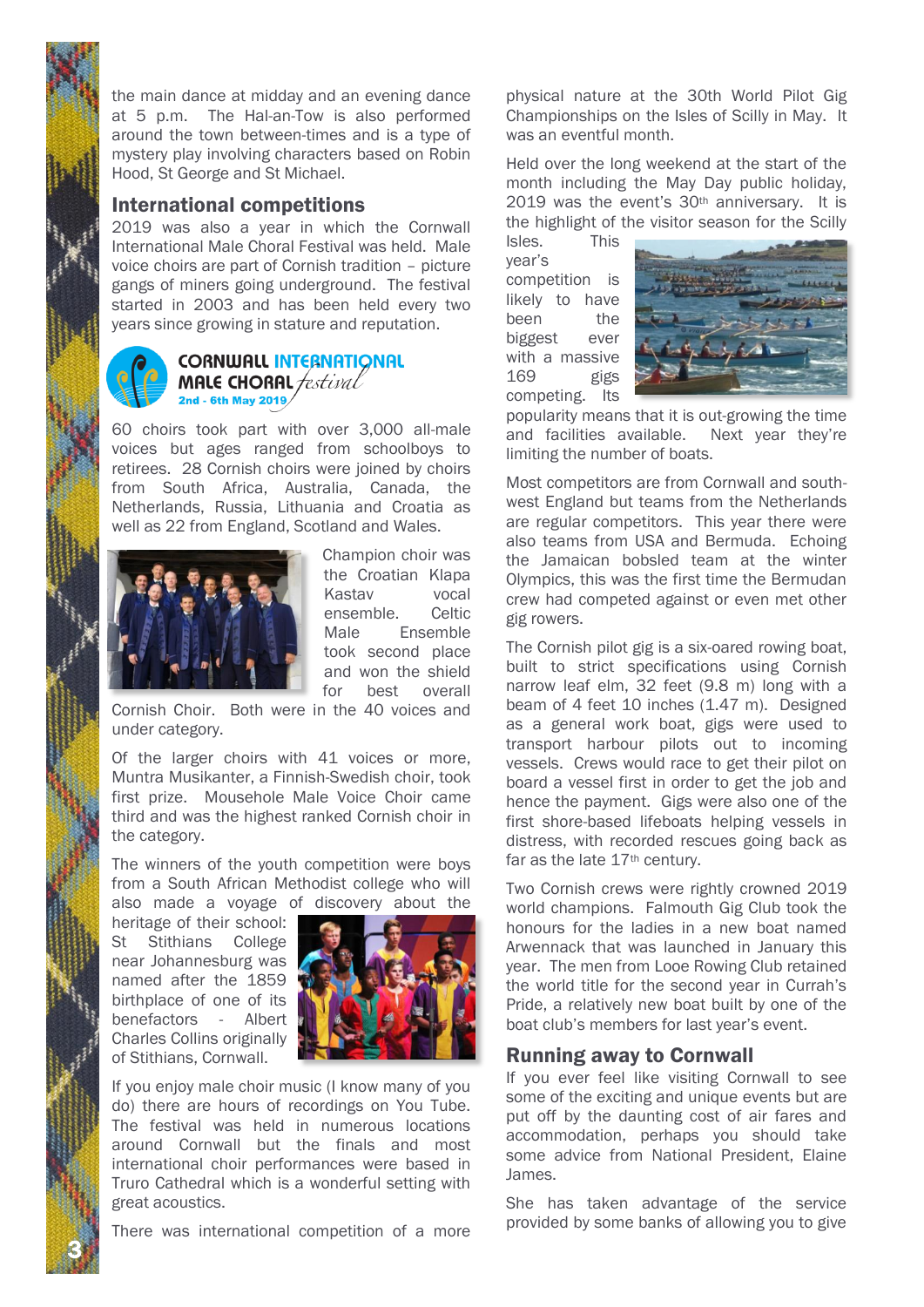the main dance at midday and an evening dance at 5 p.m. The Hal-an-Tow is also performed around the town between-times and is a type of mystery play involving characters based on Robin Hood, St George and St Michael.

## International competitions

2019 was also a year in which the Cornwall International Male Choral Festival was held. Male voice choirs are part of Cornish tradition – picture gangs of miners going underground. The festival started in 2003 and has been held every two years since growing in stature and reputation.

CORNWALL INTERNATIONAL MALE CHORAL *festival*
2nd - 6th May 2019

60 choirs took part with over 3,000 all-male voices but ages ranged from schoolboys to retirees. 28 Cornish choirs were joined by choirs from South Africa, Australia, Canada, the Netherlands, Russia, Lithuania and Croatia as well as 22 from England, Scotland and Wales.

Champion choir was the Croatian Klapa Kastav vocal ensemble. Celtic Male Ensemble took second place and won the shield for best overall Cornish Choir. Both were in the 40 voices and under category.

Of the larger choirs with 41 voices or more, Muntra Musikanter, a Finnish-Swedish choir, took first prize. Mousehole Male Voice Choir came third and was the highest ranked Cornish choir in the category.

The winners of the youth competition were boys from a South African Methodist college who will also made a voyage of discovery about the heritage of their school: St Stithians College near Johannesburg was named after the 1859 birthplace of one of its benefactors - Albert Charles Collins originally of Stithians, Cornwall.

If you enjoy male choir music (I know many of you do) there are hours of recordings on You Tube. The festival was held in numerous locations around Cornwall but the finals and most international choir performances were based in Truro Cathedral which is a wonderful setting with great acoustics.

There was international competition of a more physical nature at the 30th World Pilot Gig Championships on the Isles of Scilly in May. It was an eventful month.

Held over the long weekend at the start of the month including the May Day public holiday, 2019 was the event's 30th anniversary. It is the highlight of the visitor season for the Scilly Isles. This year's competition is likely to have been the biggest ever with a massive 169 gigs competing. Its popularity means that it is out-growing the time and facilities available. Next year they're limiting the number of boats.

Most competitors are from Cornwall and south-west England but teams from the Netherlands are regular competitors. This year there were also teams from USA and Bermuda. Echoing the Jamaican bobsled team at the winter Olympics, this was the first time the Bermudan crew had competed against or even met other gig rowers.

The Cornish pilot gig is a six-oared rowing boat, built to strict specifications using Cornish narrow leaf elm, 32 feet (9.8 m) long with a beam of 4 feet 10 inches (1.47 m). Designed as a general work boat, gigs were used to transport harbour pilots out to incoming vessels. Crews would race to get their pilot on board a vessel first in order to get the job and hence the payment. Gigs were also one of the first shore-based lifeboats helping vessels in distress, with recorded rescues going back as far as the late 17th century.

Two Cornish crews were rightly crowned 2019 world champions. Falmouth Gig Club took the honours for the ladies in a new boat named Arwennack that was launched in January this year. The men from Looe Rowing Club retained the world title for the second year in Currah's Pride, a relatively new boat built by one of the boat club's members for last year's event.

## Running away to Cornwall

If you ever feel like visiting Cornwall to see some of the exciting and unique events but are put off by the daunting cost of air fares and accommodation, perhaps you should take some advice from National President, Elaine James.

She has taken advantage of the service provided by some banks of allowing you to give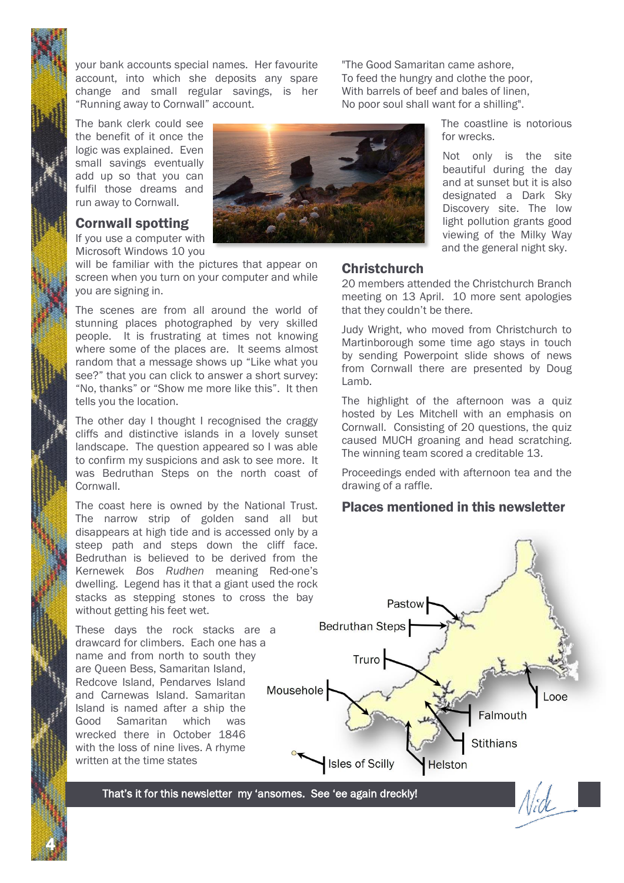your bank accounts special names. Her favourite account, into which she deposits any spare change and small regular savings, is her "Running away to Cornwall" account.

The bank clerk could see the benefit of it once the logic was explained. Even small savings eventually add up so that you can fulfil those dreams and run away to Cornwall.

## Cornwall spotting

If you use a computer with Microsoft Windows 10 you will be familiar with the pictures that appear on screen when you turn on your computer and while you are signing in.

The scenes are from all around the world of stunning places photographed by very skilled people. It is frustrating at times not knowing where some of the places are. It seems almost random that a message shows up "Like what you see?" that you can click to answer a short survey: "No, thanks" or "Show me more like this". It then tells you the location.

The other day I thought I recognised the craggy cliffs and distinctive islands in a lovely sunset landscape. The question appeared so I was able to confirm my suspicions and ask to see more. It was Bedruthan Steps on the north coast of Cornwall.

The coast here is owned by the National Trust. The narrow strip of golden sand all but disappears at high tide and is accessed only by a steep path and steps down the cliff face. Bedruthan is believed to be derived from the Kernewek *Bos Rudhen* meaning Red-one's dwelling. Legend has it that a giant used the rock stacks as stepping stones to cross the bay without getting his feet wet.

These days the rock stacks are a drawcard for climbers. Each one has a name and from north to south they are Queen Bess, Samaritan Island, Redcove Island, Pendarves Island and Carnewas Island. Samaritan Island is named after a ship the Good Samaritan which was wrecked there in October 1846 with the loss of nine lives. A rhyme written at the time states

"The Good Samaritan came ashore,
To feed the hungry and clothe the poor,
With barrels of beef and bales of linen,
No poor soul shall want for a shilling".

The coastline is notorious for wrecks.

Not only is the site beautiful during the day and at sunset but it is also designated a Dark Sky Discovery site. The low light pollution grants good viewing of the Milky Way and the general night sky.

## Christchurch

20 members attended the Christchurch Branch meeting on 13 April. 10 more sent apologies that they couldn't be there.

Judy Wright, who moved from Christchurch to Martinborough some time ago stays in touch by sending Powerpoint slide shows of news from Cornwall there are presented by Doug Lamb.

The highlight of the afternoon was a quiz hosted by Les Mitchell with an emphasis on Cornwall. Consisting of 20 questions, the quiz caused MUCH groaning and head scratching. The winning team scored a creditable 13.

Proceedings ended with afternoon tea and the drawing of a raffle.

## Places mentioned in this newsletter

Pastow
Bedruthan Steps
Truro
Mousehole
Looe
Falmouth
Stithians
Isles of Scilly
Helston

**That's it for this newsletter my 'ansomes. See 'ee again dreckly!**

Nick